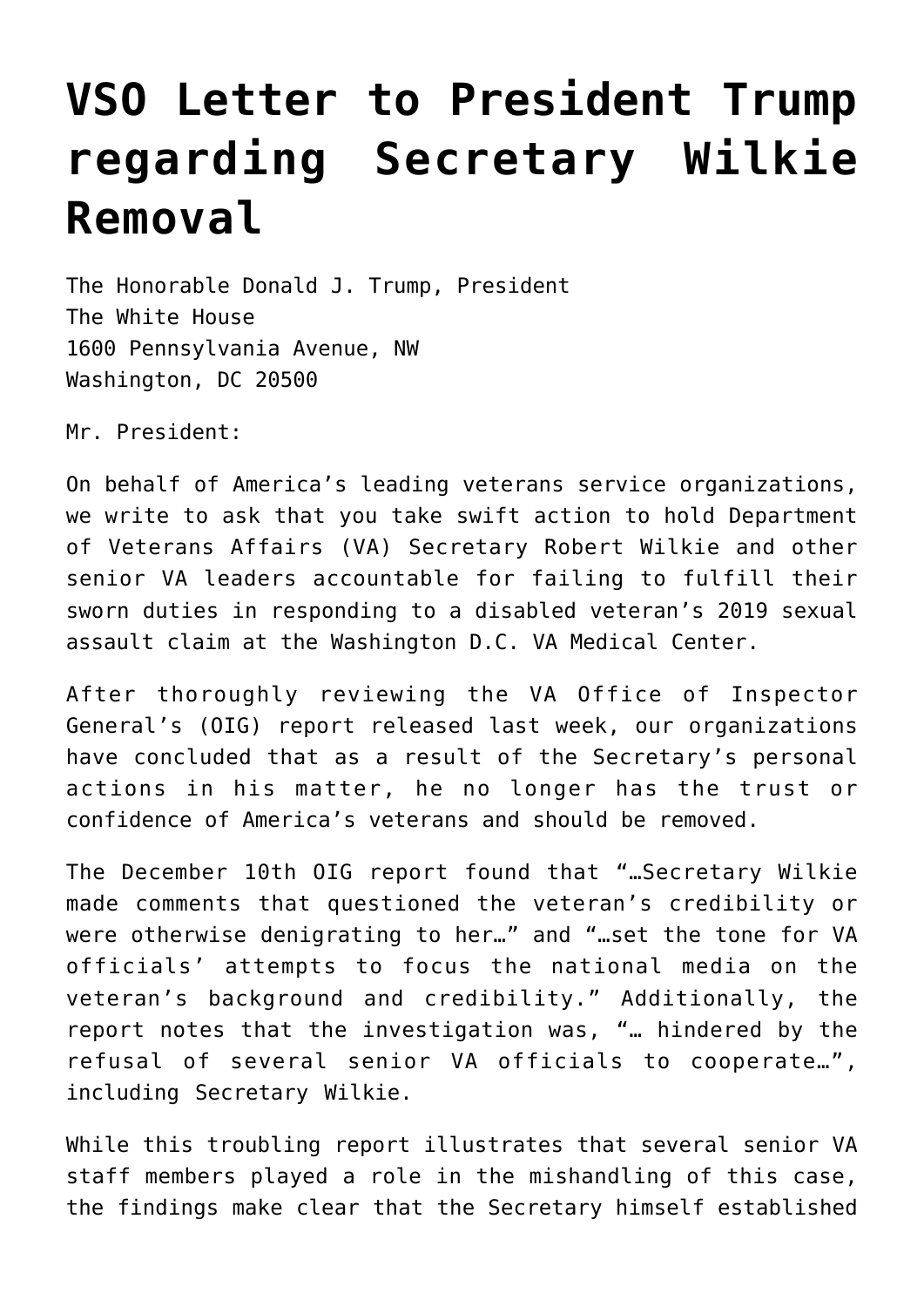# VSO Letter to President Trump regarding Secretary Wilkie Removal

The Honorable Donald J. Trump, President
The White House
1600 Pennsylvania Avenue, NW
Washington, DC 20500

Mr. President:

On behalf of America's leading veterans service organizations, we write to ask that you take swift action to hold Department of Veterans Affairs (VA) Secretary Robert Wilkie and other senior VA leaders accountable for failing to fulfill their sworn duties in responding to a disabled veteran's 2019 sexual assault claim at the Washington D.C. VA Medical Center.

After thoroughly reviewing the VA Office of Inspector General's (OIG) report released last week, our organizations have concluded that as a result of the Secretary's personal actions in his matter, he no longer has the trust or confidence of America's veterans and should be removed.

The December 10th OIG report found that "…Secretary Wilkie made comments that questioned the veteran's credibility or were otherwise denigrating to her…" and "…set the tone for VA officials' attempts to focus the national media on the veteran's background and credibility." Additionally, the report notes that the investigation was, "… hindered by the refusal of several senior VA officials to cooperate…", including Secretary Wilkie.

While this troubling report illustrates that several senior VA staff members played a role in the mishandling of this case, the findings make clear that the Secretary himself established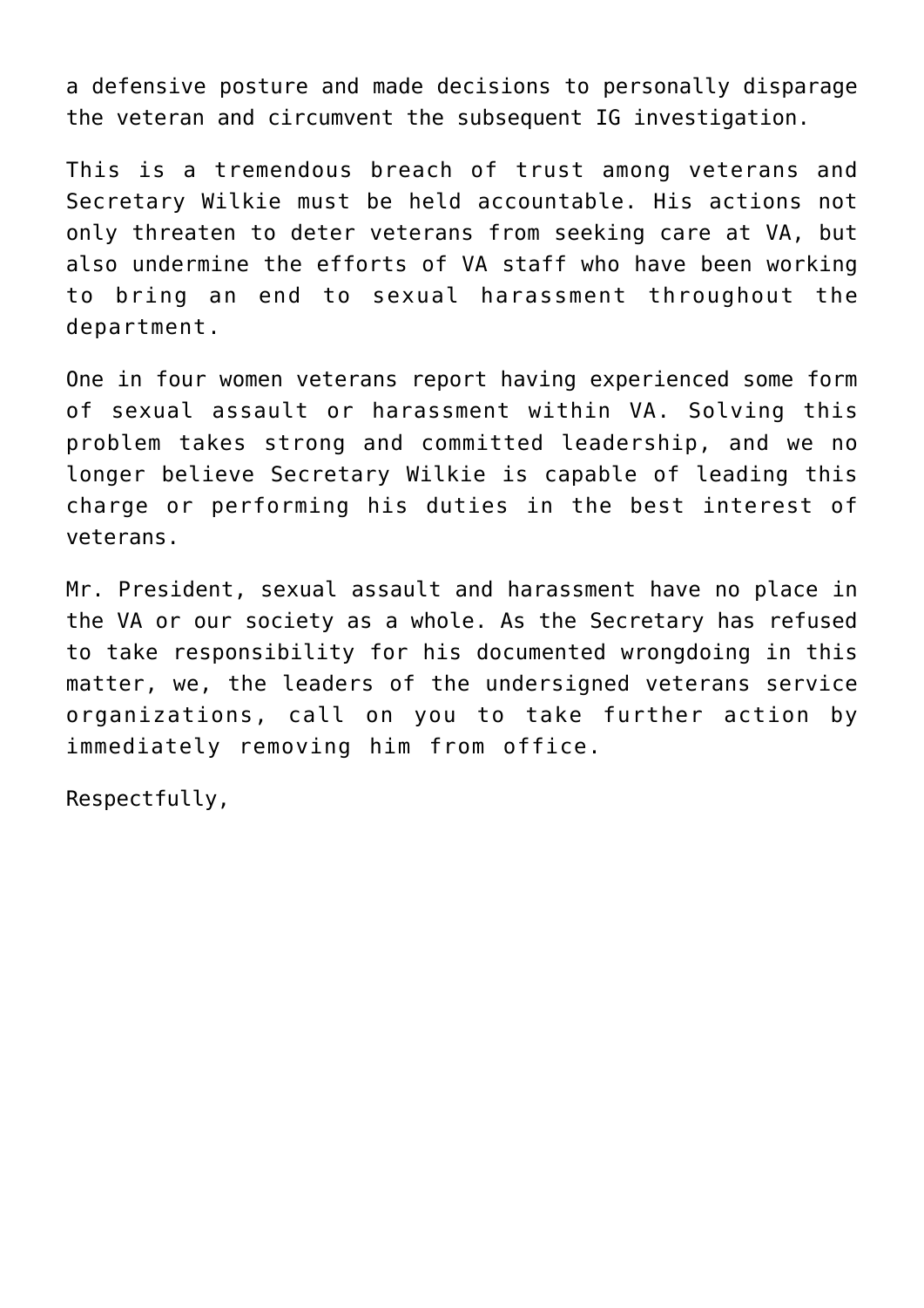a defensive posture and made decisions to personally disparage the veteran and circumvent the subsequent IG investigation.

This is a tremendous breach of trust among veterans and Secretary Wilkie must be held accountable. His actions not only threaten to deter veterans from seeking care at VA, but also undermine the efforts of VA staff who have been working to bring an end to sexual harassment throughout the department.

One in four women veterans report having experienced some form of sexual assault or harassment within VA. Solving this problem takes strong and committed leadership, and we no longer believe Secretary Wilkie is capable of leading this charge or performing his duties in the best interest of veterans.

Mr. President, sexual assault and harassment have no place in the VA or our society as a whole. As the Secretary has refused to take responsibility for his documented wrongdoing in this matter, we, the leaders of the undersigned veterans service organizations, call on you to take further action by immediately removing him from office.

Respectfully,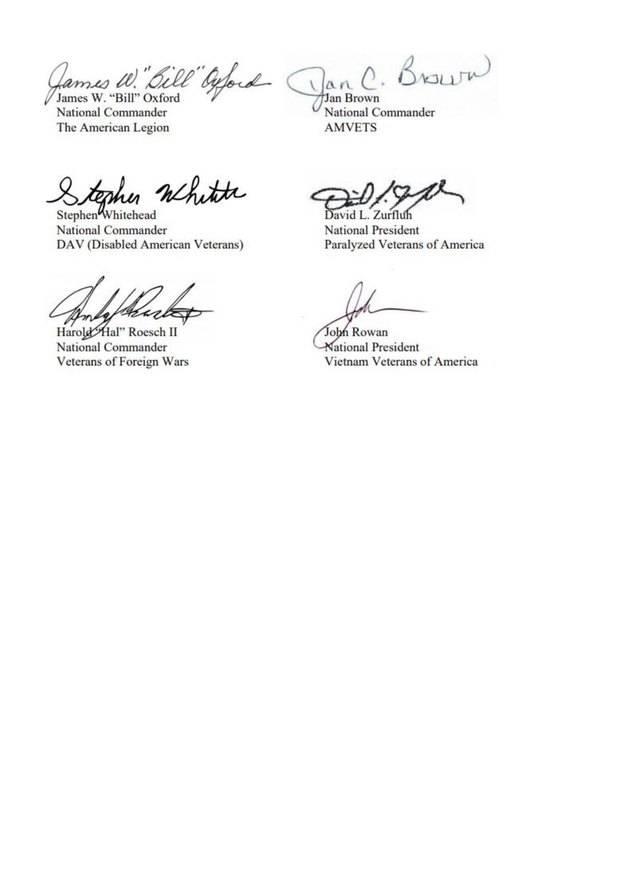James W. "Bill" Oxford
National Commander
The American Legion

Jan Brown
National Commander
AMVETS

Stephen Whitehead
National Commander
DAV (Disabled American Veterans)

David L. Zurfluh
National President
Paralyzed Veterans of America

Harold "Hal" Roesch II
National Commander
Veterans of Foreign Wars

John Rowan
National President
Vietnam Veterans of America